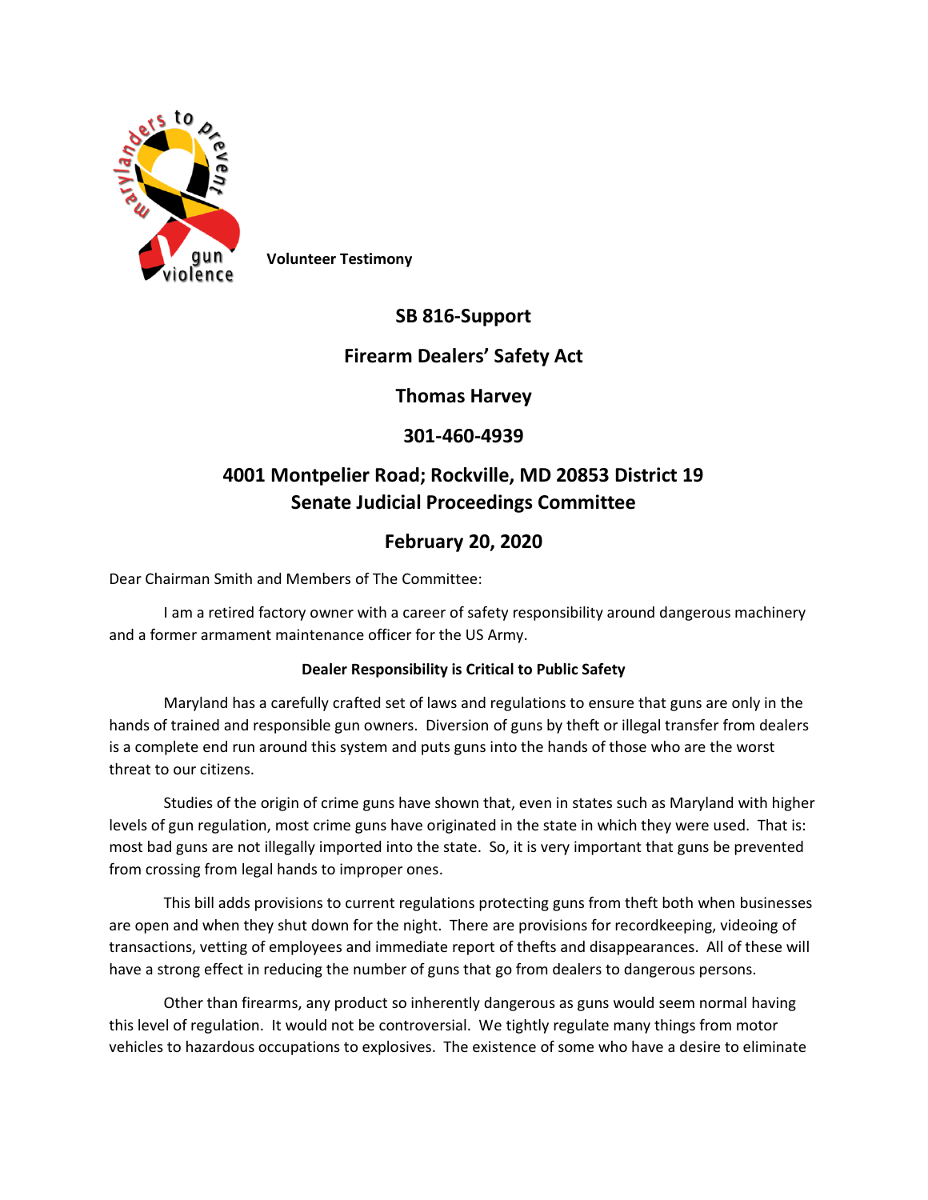Volunteer Testimony

# SB 816-Support

## Firearm Dealers' Safety Act

## Thomas Harvey

## 301-460-4939

## 4001 Montpelier Road; Rockville, MD 20853 District 19
## Senate Judicial Proceedings Committee

## February 20, 2020

Dear Chairman Smith and Members of The Committee:

I am a retired factory owner with a career of safety responsibility around dangerous machinery and a former armament maintenance officer for the US Army.

**Dealer Responsibility is Critical to Public Safety**

Maryland has a carefully crafted set of laws and regulations to ensure that guns are only in the hands of trained and responsible gun owners. Diversion of guns by theft or illegal transfer from dealers is a complete end run around this system and puts guns into the hands of those who are the worst threat to our citizens.

Studies of the origin of crime guns have shown that, even in states such as Maryland with higher levels of gun regulation, most crime guns have originated in the state in which they were used. That is: most bad guns are not illegally imported into the state. So, it is very important that guns be prevented from crossing from legal hands to improper ones.

This bill adds provisions to current regulations protecting guns from theft both when businesses are open and when they shut down for the night. There are provisions for recordkeeping, videoing of transactions, vetting of employees and immediate report of thefts and disappearances. All of these will have a strong effect in reducing the number of guns that go from dealers to dangerous persons.

Other than firearms, any product so inherently dangerous as guns would seem normal having this level of regulation. It would not be controversial. We tightly regulate many things from motor vehicles to hazardous occupations to explosives. The existence of some who have a desire to eliminate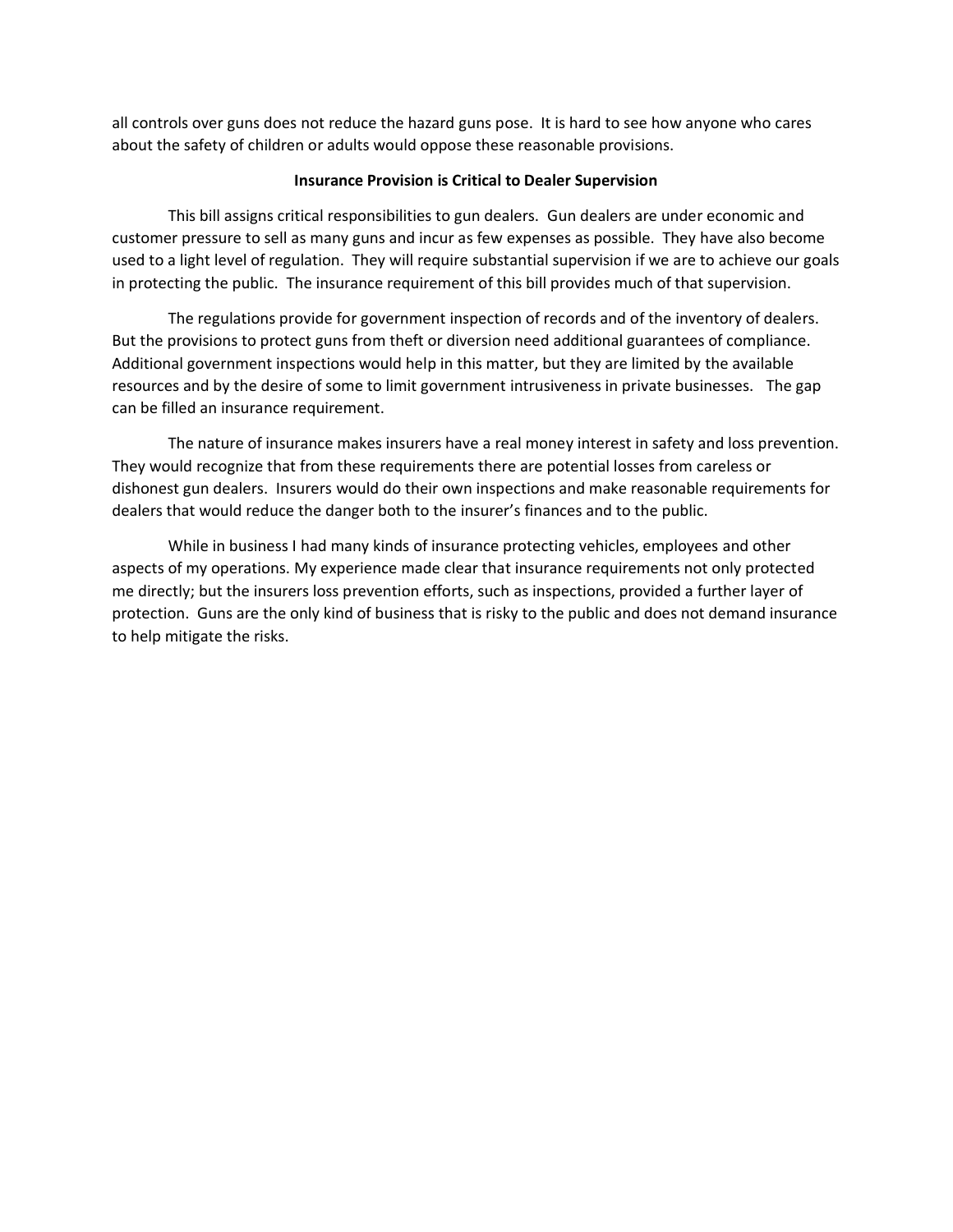all controls over guns does not reduce the hazard guns pose. It is hard to see how anyone who cares about the safety of children or adults would oppose these reasonable provisions.

**Insurance Provision is Critical to Dealer Supervision**

This bill assigns critical responsibilities to gun dealers. Gun dealers are under economic and customer pressure to sell as many guns and incur as few expenses as possible. They have also become used to a light level of regulation. They will require substantial supervision if we are to achieve our goals in protecting the public. The insurance requirement of this bill provides much of that supervision.

The regulations provide for government inspection of records and of the inventory of dealers. But the provisions to protect guns from theft or diversion need additional guarantees of compliance. Additional government inspections would help in this matter, but they are limited by the available resources and by the desire of some to limit government intrusiveness in private businesses. The gap can be filled an insurance requirement.

The nature of insurance makes insurers have a real money interest in safety and loss prevention. They would recognize that from these requirements there are potential losses from careless or dishonest gun dealers. Insurers would do their own inspections and make reasonable requirements for dealers that would reduce the danger both to the insurer's finances and to the public.

While in business I had many kinds of insurance protecting vehicles, employees and other aspects of my operations. My experience made clear that insurance requirements not only protected me directly; but the insurers loss prevention efforts, such as inspections, provided a further layer of protection. Guns are the only kind of business that is risky to the public and does not demand insurance to help mitigate the risks.